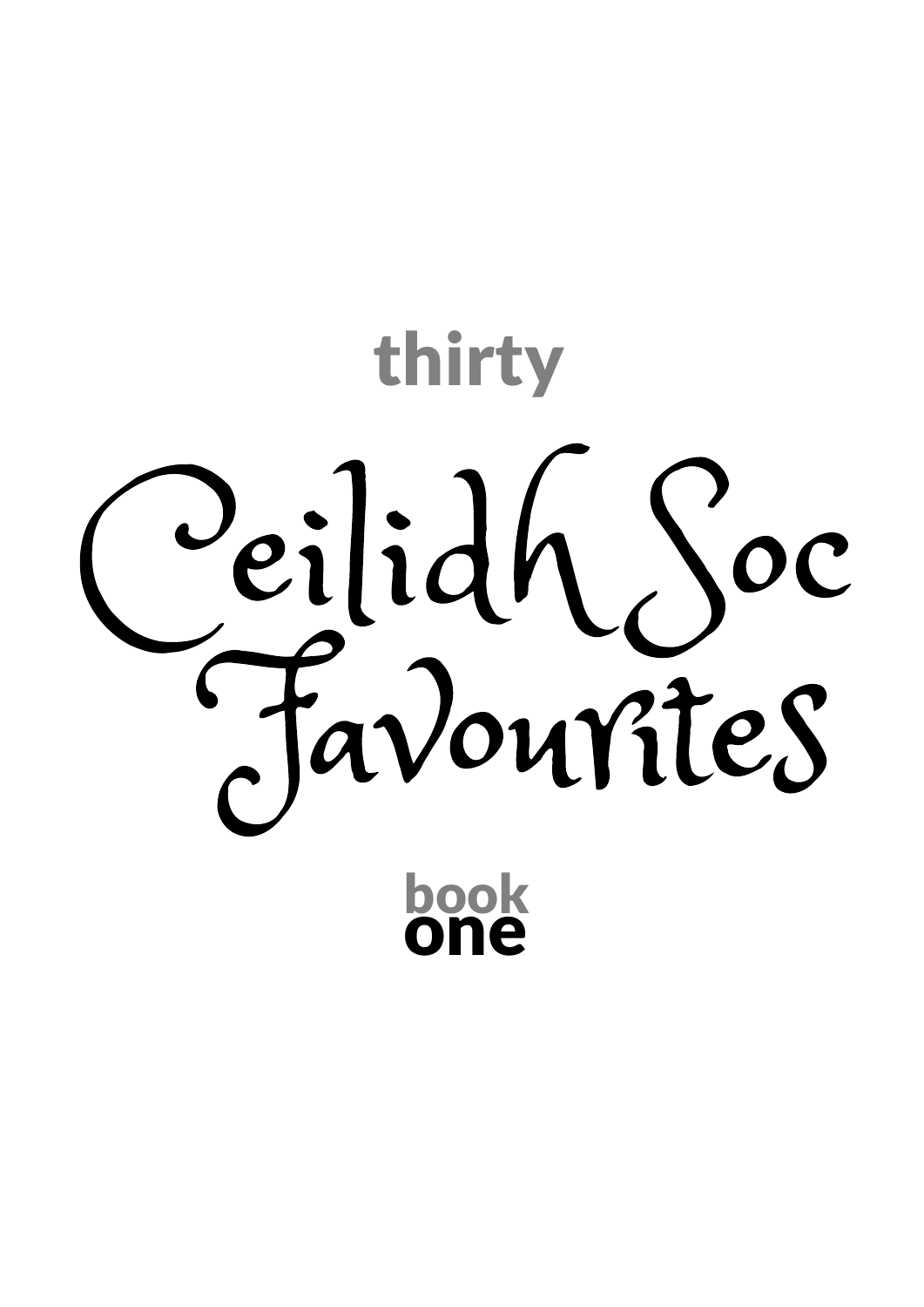thirty

# Ceilidh Soc Favourites

**book**
**one**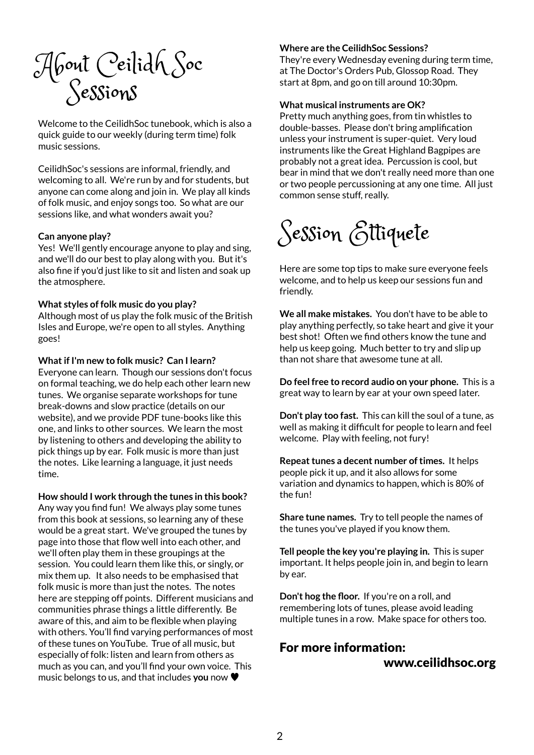# About Ceilidh Soc Sessions

Welcome to the CeilidhSoc tunebook, which is also a quick guide to our weekly (during term time) folk music sessions.

CeilidhSoc's sessions are informal, friendly, and welcoming to all. We're run by and for students, but anyone can come along and join in. We play all kinds of folk music, and enjoy songs too. So what are our sessions like, and what wonders await you?

**Can anyone play?**
Yes! We'll gently encourage anyone to play and sing, and we'll do our best to play along with you. But it's also fine if you'd just like to sit and listen and soak up the atmosphere.

**What styles of folk music do you play?**
Although most of us play the folk music of the British Isles and Europe, we're open to all styles. Anything goes!

**What if I'm new to folk music? Can I learn?**
Everyone can learn. Though our sessions don't focus on formal teaching, we do help each other learn new tunes. We organise separate workshops for tune break-downs and slow practice (details on our website), and we provide PDF tune-books like this one, and links to other sources. We learn the most by listening to others and developing the ability to pick things up by ear. Folk music is more than just the notes. Like learning a language, it just needs time.

**How should I work through the tunes in this book?**
Any way you find fun! We always play some tunes from this book at sessions, so learning any of these would be a great start. We've grouped the tunes by page into those that flow well into each other, and we'll often play them in these groupings at the session. You could learn them like this, or singly, or mix them up. It also needs to be emphasised that folk music is more than just the notes. The notes here are stepping off points. Different musicians and communities phrase things a little differently. Be aware of this, and aim to be flexible when playing with others. You'll find varying performances of most of these tunes on YouTube. True of all music, but especially of folk: listen and learn from others as much as you can, and you'll find your own voice. This music belongs to us, and that includes **you** now ♥

**Where are the CeilidhSoc Sessions?**
They're every Wednesday evening during term time, at The Doctor's Orders Pub, Glossop Road. They start at 8pm, and go on till around 10:30pm.

**What musical instruments are OK?**
Pretty much anything goes, from tin whistles to double-basses. Please don't bring amplification unless your instrument is super-quiet. Very loud instruments like the Great Highland Bagpipes are probably not a great idea. Percussion is cool, but bear in mind that we don't really need more than one or two people percussioning at any one time. All just common sense stuff, really.

# Session Ettiquete

Here are some top tips to make sure everyone feels welcome, and to help us keep our sessions fun and friendly.

**We all make mistakes.** You don't have to be able to play anything perfectly, so take heart and give it your best shot! Often we find others know the tune and help us keep going. Much better to try and slip up than not share that awesome tune at all.

**Do feel free to record audio on your phone.** This is a great way to learn by ear at your own speed later.

**Don't play too fast.** This can kill the soul of a tune, as well as making it difficult for people to learn and feel welcome. Play with feeling, not fury!

**Repeat tunes a decent number of times.** It helps people pick it up, and it also allows for some variation and dynamics to happen, which is 80% of the fun!

**Share tune names.** Try to tell people the names of the tunes you've played if you know them.

**Tell people the key you're playing in.** This is super important. It helps people join in, and begin to learn by ear.

**Don't hog the floor.** If you're on a roll, and remembering lots of tunes, please avoid leading multiple tunes in a row. Make space for others too.

## For more information:

**www.ceilidhsoc.org**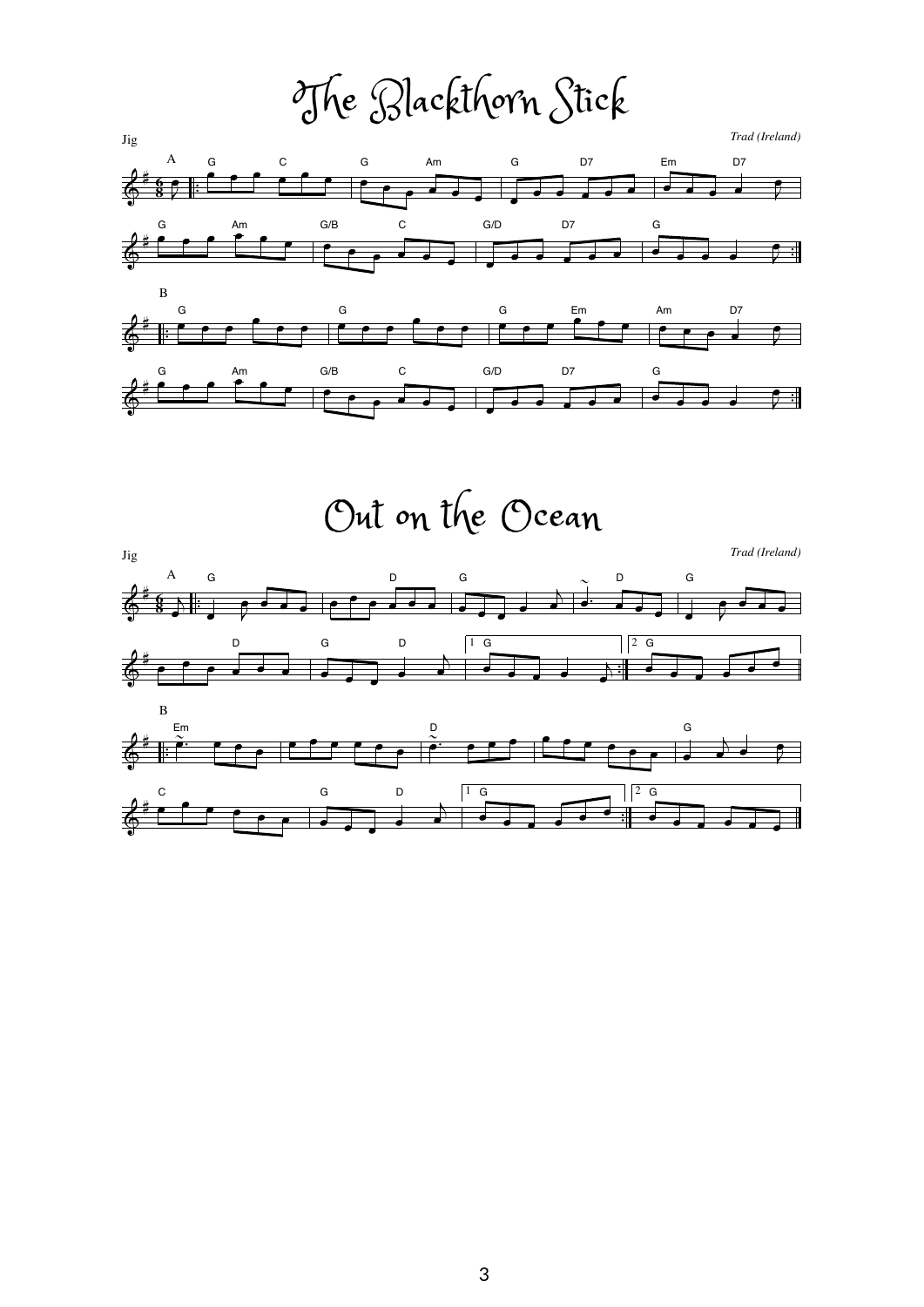# The Blackthorn Stick

Jig

*Trad (Ireland)*

# Out on the Ocean

Jig

*Trad (Ireland)*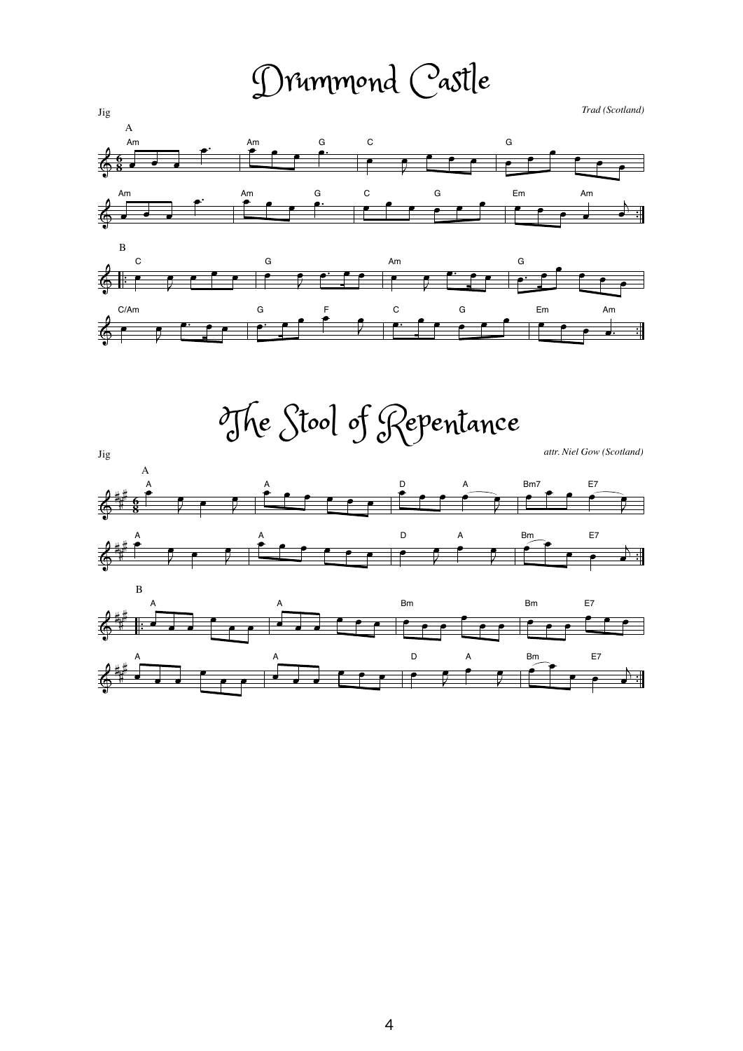# Drummond Castle

Jig

*Trad (Scotland)*

# The Stool of Repentance

Jig

*attr. Niel Gow (Scotland)*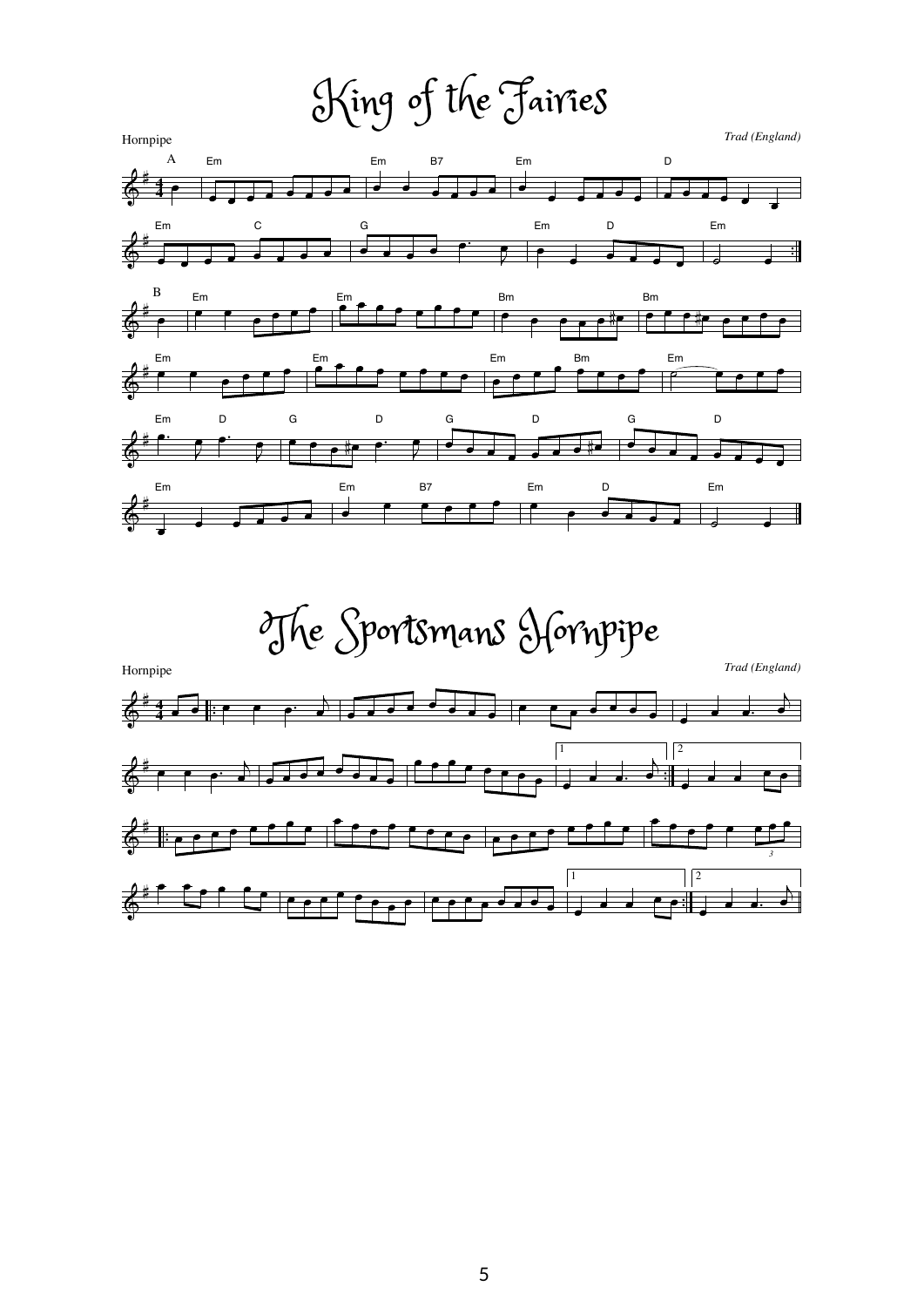# King of the Fairies

Hornpipe

*Trad (England)*

# The Sportsmans Hornpipe

Hornpipe

*Trad (England)*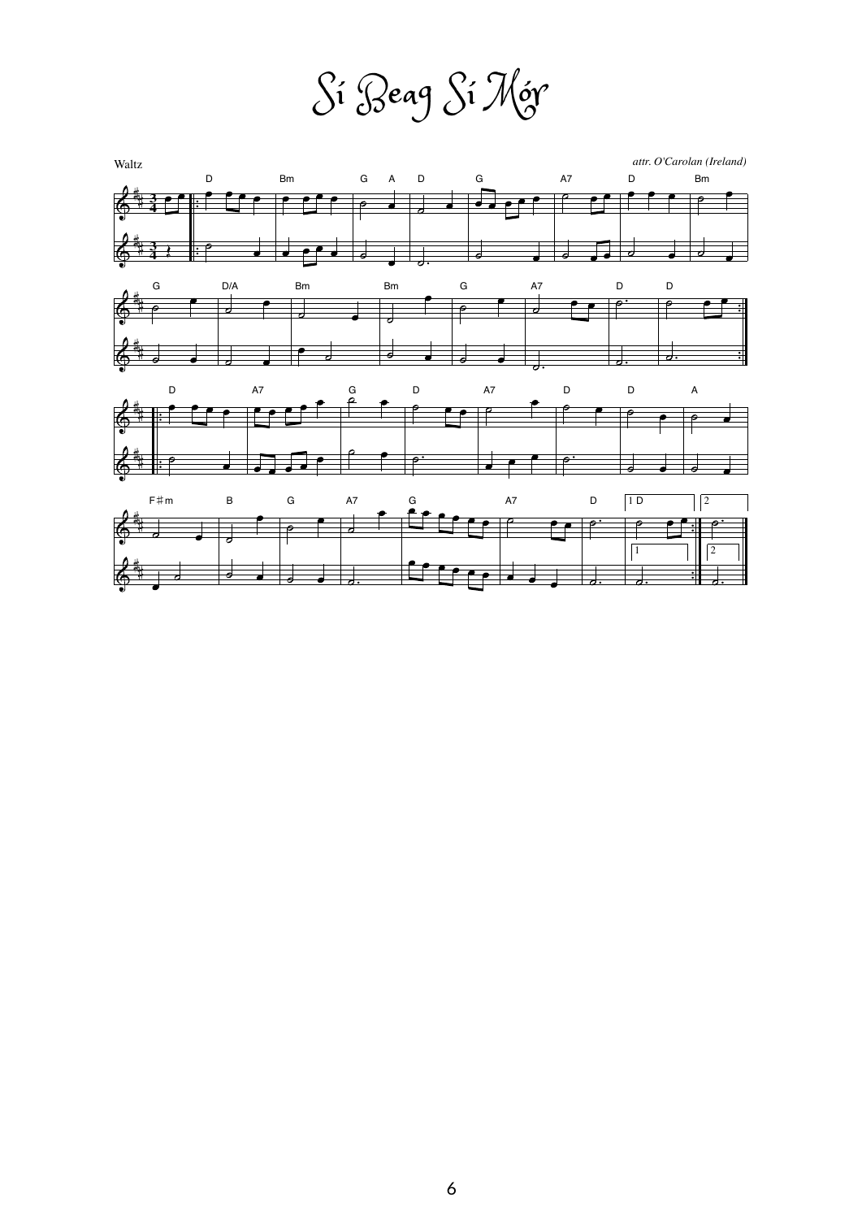# Sí Beag Sí Mór

Waltz

*attr. O'Carolan (Ireland)*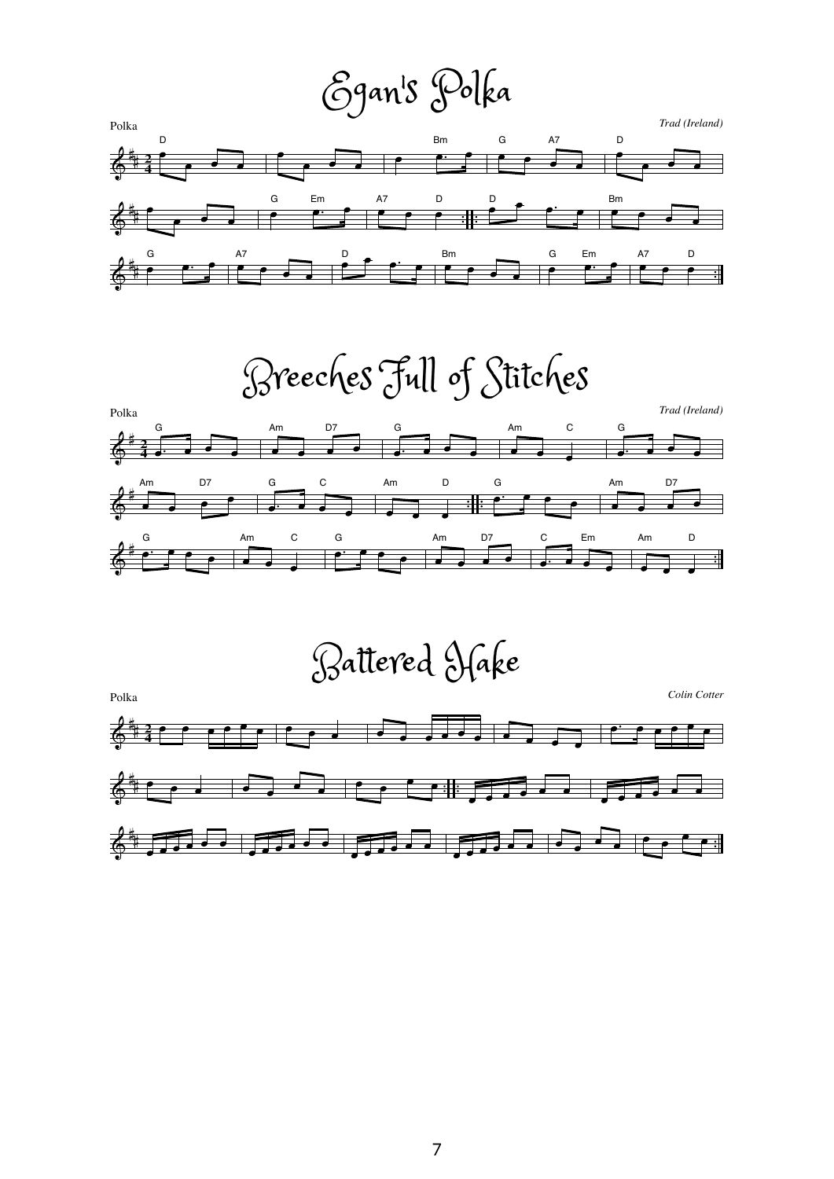# Egan's Polka

Polka

*Trad (Ireland)*

# Breeches Full of Stitches

Polka

*Trad (Ireland)*

# Battered Hake

Polka

*Colin Cotter*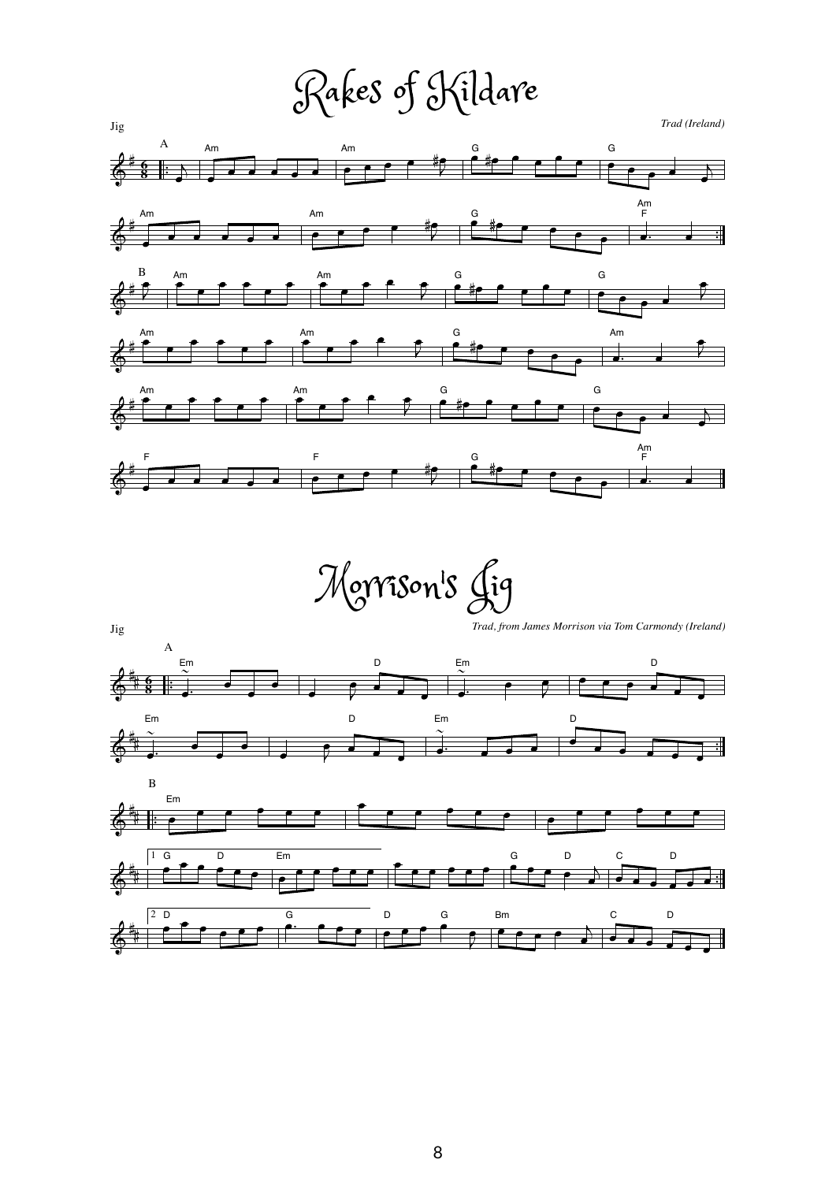# Rakes of Kildare

Jig

*Trad (Ireland)*

# Morrison's Jig

Jig

*Trad, from James Morrison via Tom Carmondy (Ireland)*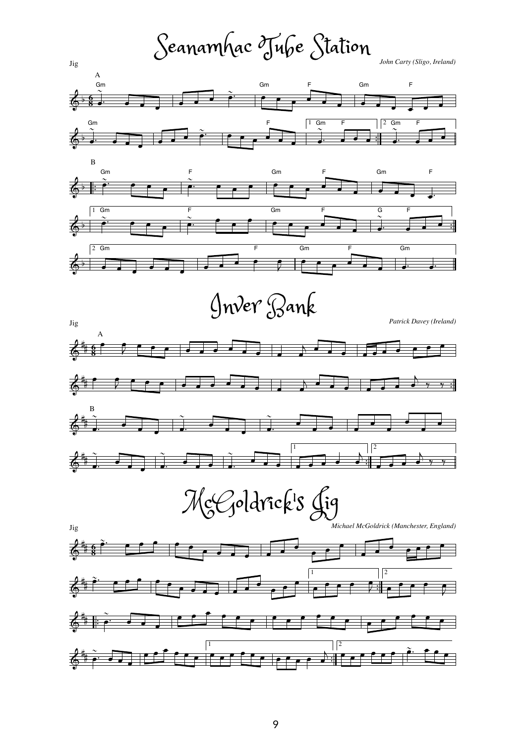# Seanamhac Tube Station

Jig

*John Carty (Sligo, Ireland)*

# Inver Bank

Jig

*Patrick Davey (Ireland)*

# McGoldrick's Jig

Jig

*Michael McGoldrick (Manchester, England)*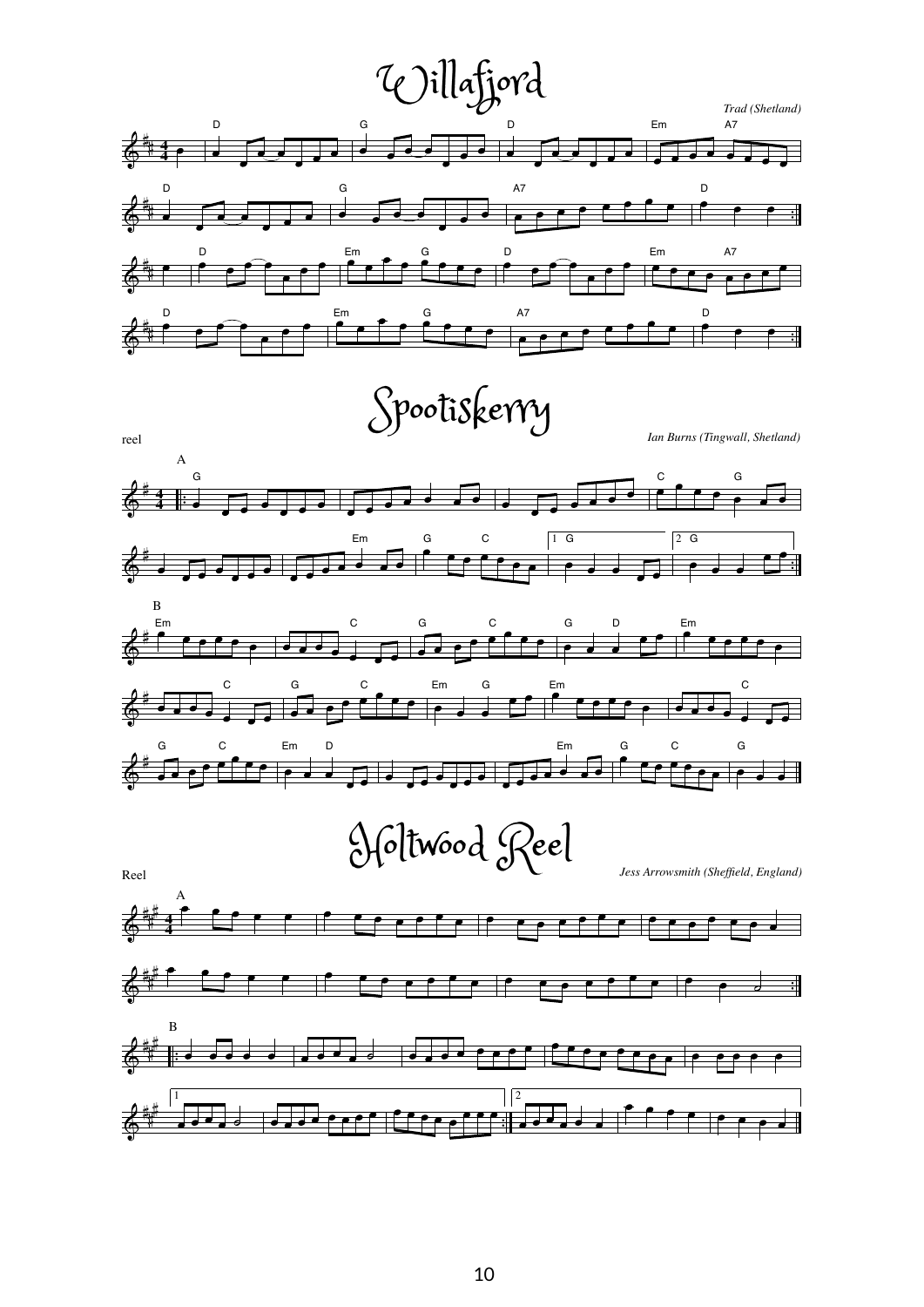# Willafjord

*Trad (Shetland)*

# Spootiskerry

reel

*Ian Burns (Tingwall, Shetland)*

# Holtwood Reel

Reel

*Jess Arrowsmith (Sheffield, England)*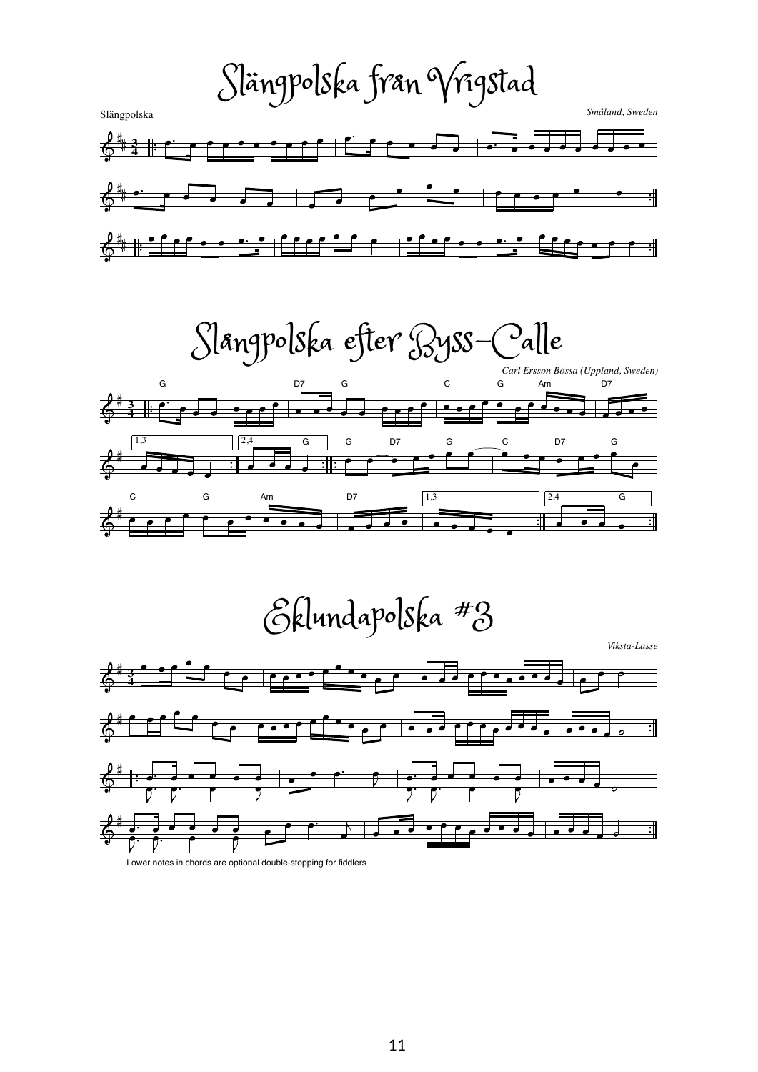# Slängpolska från Vrigstad

Slängpolska

*Småland, Sweden*

# Slångpolska efter Byss-Calle

*Carl Ersson Bössa (Uppland, Sweden)*

# Eklundapolska #3

*Viksta-Lasse*

Lower notes in chords are optional double-stopping for fiddlers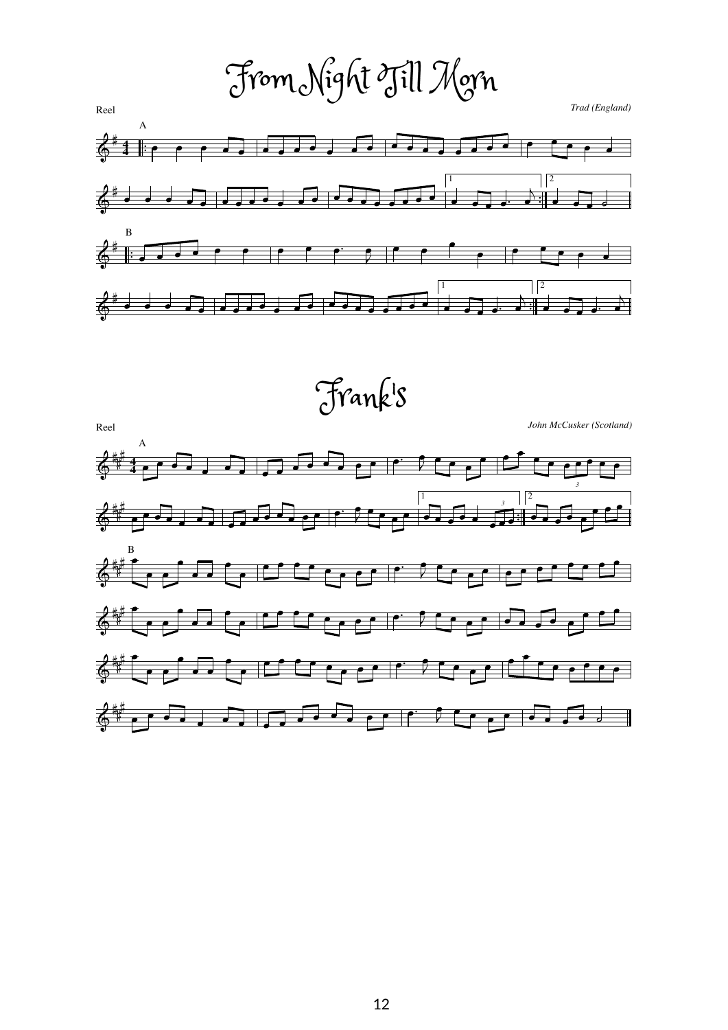# From Night Till Morn

Reel

*Trad (England)*

# Frank's

Reel

*John McCusker (Scotland)*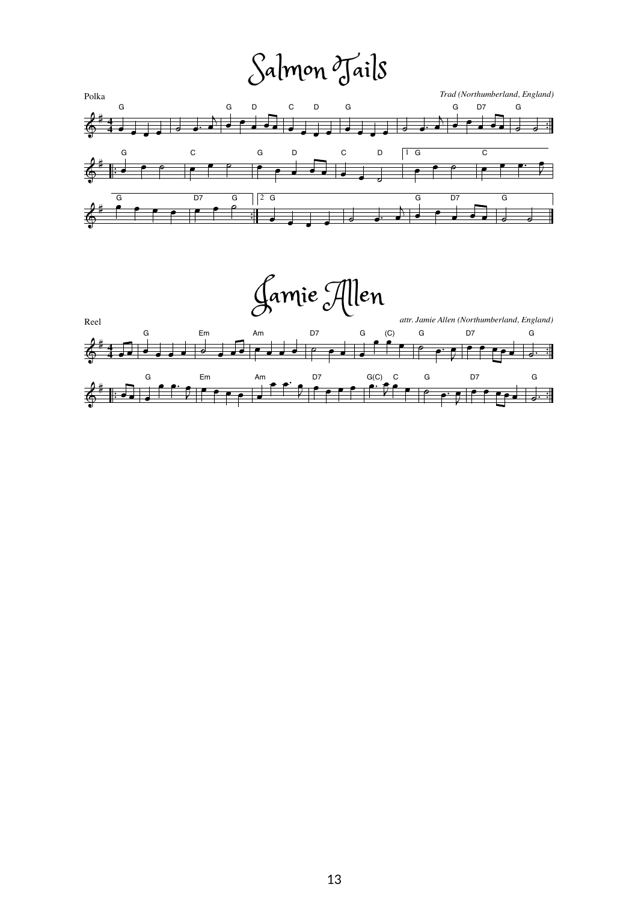# Salmon Tails

Polka

*Trad (Northumberland, England)*

# Jamie Allen

Reel

*attr. Jamie Allen (Northumberland, England)*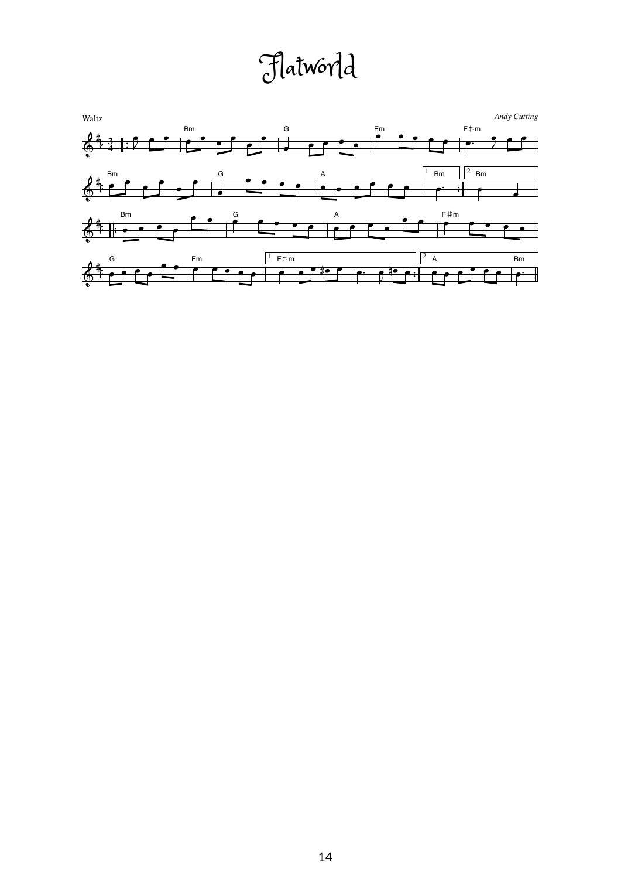# Flatworld

Waltz

*Andy Cutting*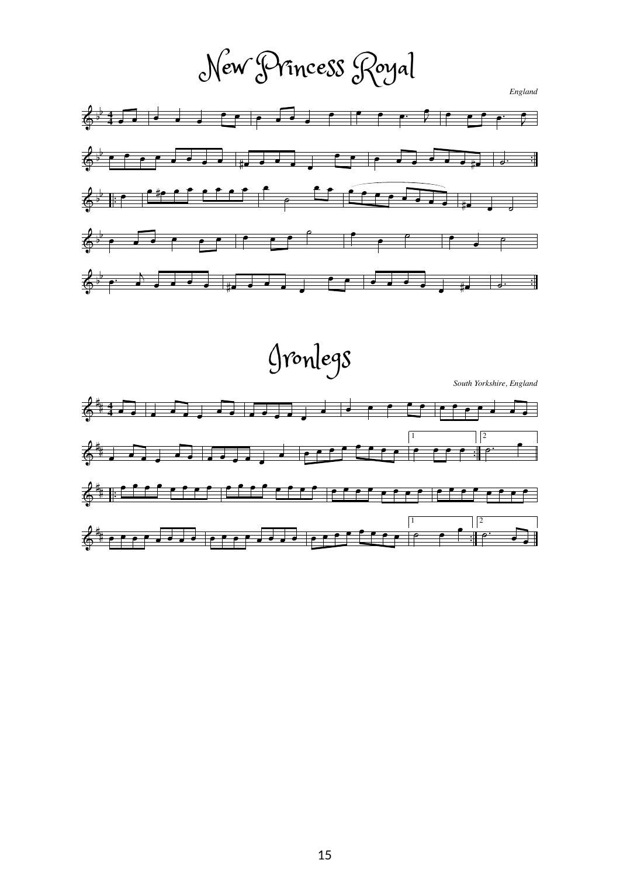# New Princess Royal

*England*

# Ironlegs

*South Yorkshire, England*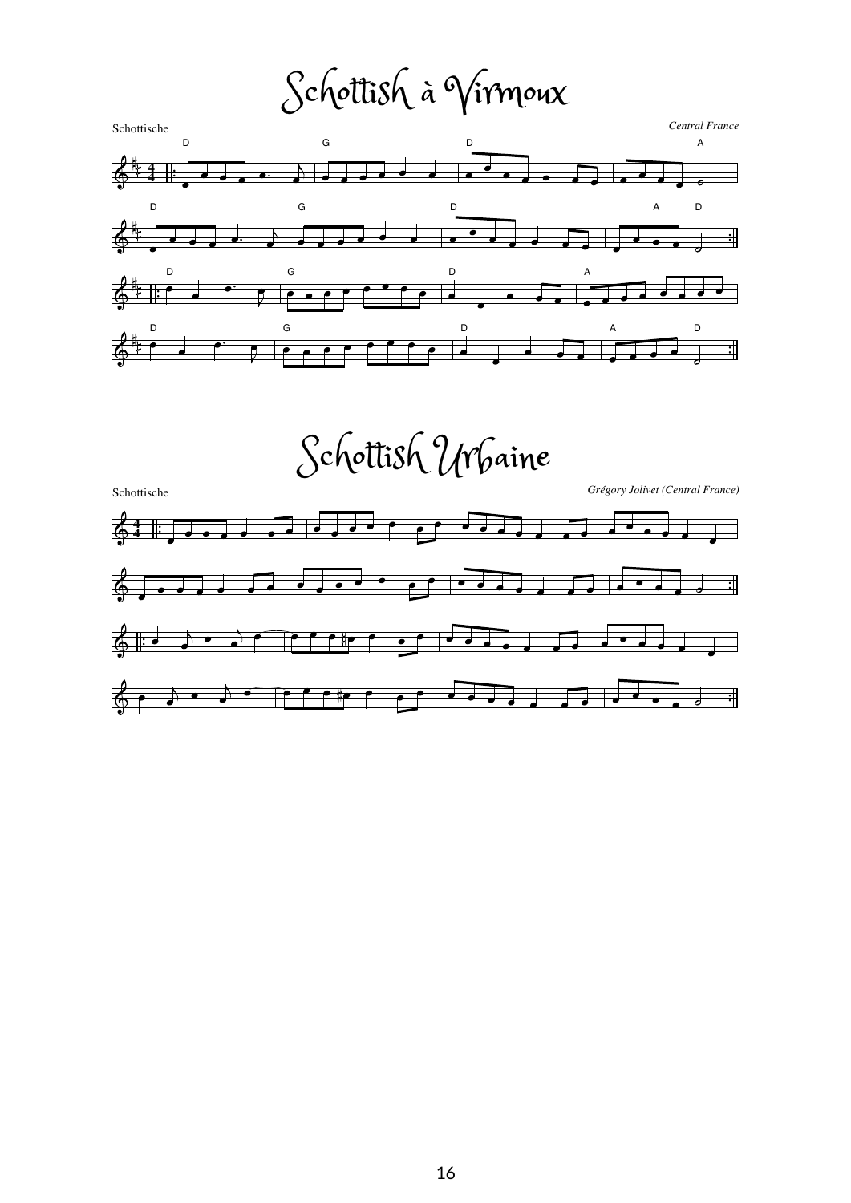# Schottish à Virmoux

Schottische

*Central France*

# Schottish Urbaine

Schottische

*Grégory Jolivet (Central France)*